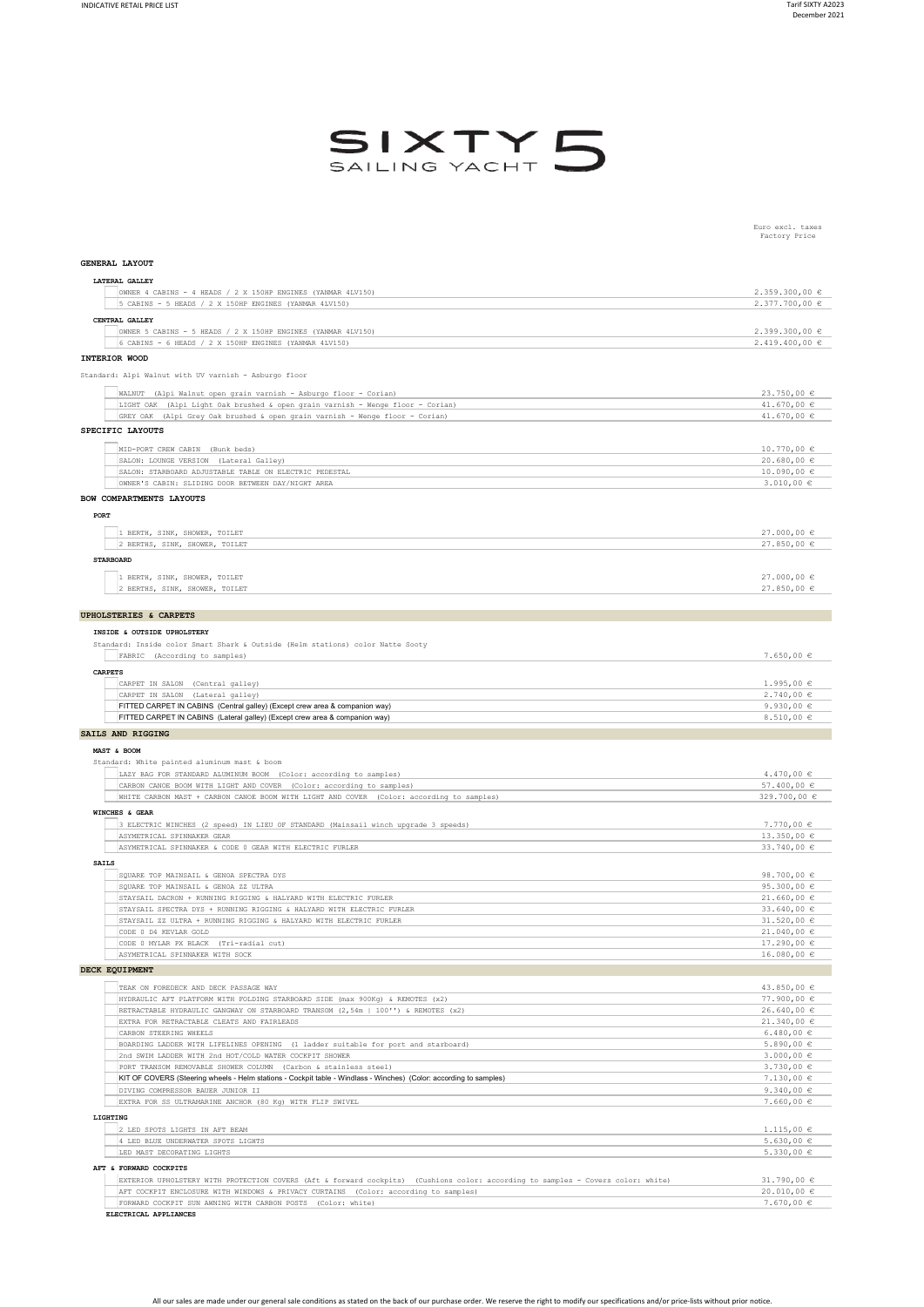# SIXTY 5 SAILING YACHT

Euro excl. taxes
Factory Price

## GENERAL LAYOUT

### LATERAL GALLEY

| | |
|---|---|
| OWNER 4 CABINS - 4 HEADS / 2 X 150HP ENGINES (YANMAR 4LV150) | 2.359.300,00 € |
| 5 CABINS - 5 HEADS / 2 X 150HP ENGINES (YANMAR 4LV150) | 2.377.700,00 € |

### CENTRAL GALLEY

| | |
|---|---|
| OWNER 5 CABINS - 5 HEADS / 2 X 150HP ENGINES (YANMAR 4LV150) | 2.399.300,00 € |
| 6 CABINS - 6 HEADS / 2 X 150HP ENGINES (YANMAR 4LV150) | 2.419.400,00 € |

### INTERIOR WOOD

Standard: Alpi Walnut with UV varnish - Asburgo floor

| | |
|---|---|
| WALNUT (Alpi Walnut open grain varnish - Asburgo floor - Corian) | 23.750,00 € |
| LIGHT OAK (Alpi Light Oak brushed & open grain varnish - Wenge floor - Corian) | 41.670,00 € |
| GREY OAK (Alpi Grey Oak brushed & open grain varnish - Wenge floor - Corian) | 41.670,00 € |

### SPECIFIC LAYOUTS

| | |
|---|---|
| MID-PORT CREW CABIN (Bunk beds) | 10.770,00 € |
| SALON: LOUNGE VERSION (Lateral Galley) | 20.680,00 € |
| SALON: STARBOARD ADJUSTABLE TABLE ON ELECTRIC PEDESTAL | 10.090,00 € |
| OWNER'S CABIN: SLIDING DOOR BETWEEN DAY/NIGHT AREA | 3.010,00 € |

### BOW COMPARTMENTS LAYOUTS

#### PORT

| | |
|---|---|
| 1 BERTH, SINK, SHOWER, TOILET | 27.000,00 € |
| 2 BERTHS, SINK, SHOWER, TOILET | 27.850,00 € |

#### STARBOARD

| | |
|---|---|
| 1 BERTH, SINK, SHOWER, TOILET | 27.000,00 € |
| 2 BERTHS, SINK, SHOWER, TOILET | 27.850,00 € |

## UPHOLSTERIES & CARPETS

### INSIDE & OUTSIDE UPHOLSTERY

Standard: Inside color Smart Shark & Outside (Helm stations) color Natte Sooty

| | |
|---|---|
| FABRIC (According to samples) | 7.650,00 € |

### CARPETS

| | |
|---|---|
| CARPET IN SALON (Central galley) | 1.995,00 € |
| CARPET IN SALON (Lateral galley) | 2.740,00 € |
| FITTED CARPET IN CABINS (Central galley) (Except crew area & companion way) | 9.930,00 € |
| FITTED CARPET IN CABINS (Lateral galley) (Except crew area & companion way) | 8.510,00 € |

## SAILS AND RIGGING

### MAST & BOOM

Standard: White painted aluminum mast & boom

| | |
|---|---|
| LAZY BAG FOR STANDARD ALUMINUM BOOM (Color: according to samples) | 4.470,00 € |
| CARBON CANOE BOOM WITH LIGHT AND COVER (Color: according to samples) | 57.400,00 € |
| WHITE CARBON MAST + CARBON CANOE BOOM WITH LIGHT AND COVER (Color: according to samples) | 329.700,00 € |

### WINCHES & GEAR

| | |
|---|---|
| 3 ELECTRIC WINCHES (2 speed) IN LIEU OF STANDARD (Mainsail winch upgrade 3 speeds) | 7.770,00 € |
| ASYMETRICAL SPINNAKER GEAR | 13.350,00 € |
| ASYMETRICAL SPINNAKER & CODE 0 GEAR WITH ELECTRIC FURLER | 33.740,00 € |

### SAILS

| | |
|---|---|
| SQUARE TOP MAINSAIL & GENOA SPECTRA DYS | 98.700,00 € |
| SQUARE TOP MAINSAIL & GENOA ZZ ULTRA | 95.300,00 € |
| STAYSAIL DACRON + RUNNING RIGGING & HALYARD WITH ELECTRIC FURLER | 21.660,00 € |
| STAYSAIL SPECTRA DYS + RUNNING RIGGING & HALYARD WITH ELECTRIC FURLER | 33.640,00 € |
| STAYSAIL ZZ ULTRA + RUNNING RIGGING & HALYARD WITH ELECTRIC FURLER | 31.520,00 € |
| CODE 0 D4 KEVLAR GOLD | 21.040,00 € |
| CODE 0 MYLAR PX BLACK (Tri-radial cut) | 17.290,00 € |
| ASYMETRICAL SPINNAKER WITH SOCK | 16.080,00 € |

## DECK EQUIPMENT

| | |
|---|---|
| TEAK ON FOREDECK AND DECK PASSAGE WAY | 43.850,00 € |
| HYDRAULIC AFT PLATFORM WITH FOLDING STARBOARD SIDE (max 900Kg) & REMOTES (x2) | 77.900,00 € |
| RETRACTABLE HYDRAULIC GANGWAY ON STARBOARD TRANSOM (2,54m \| 100'') & REMOTES (x2) | 26.640,00 € |
| EXTRA FOR RETRACTABLE CLEATS AND FAIRLEADS | 21.340,00 € |
| CARBON STEERING WHEELS | 6.480,00 € |
| BOARDING LADDER WITH LIFELINES OPENING (1 ladder suitable for port and starboard) | 5.890,00 € |
| 2nd SWIM LADDER WITH 2nd HOT/COLD WATER COCKPIT SHOWER | 3.000,00 € |
| PORT TRANSOM REMOVABLE SHOWER COLUMN (Carbon & stainless steel) | 3.730,00 € |
| KIT OF COVERS (Steering wheels - Helm stations - Cockpit table - Windlass - Winches) (Color: according to samples) | 7.130,00 € |
| DIVING COMPRESSOR BAUER JUNIOR II | 9.340,00 € |
| EXTRA FOR SS ULTRAMARINE ANCHOR (80 Kg) WITH FLIP SWIVEL | 7.660,00 € |

### LIGHTING

| | |
|---|---|
| 2 LED SPOTS LIGHTS IN AFT BEAM | 1.115,00 € |
| 4 LED BLUE UNDERWATER SPOTS LIGHTS | 5.630,00 € |
| LED MAST DECORATING LIGHTS | 5.330,00 € |

### AFT & FORWARD COCKPITS

| | |
|---|---|
| EXTERIOR UPHOLSTERY WITH PROTECTION COVERS (Aft & forward cockpits) (Cushions color: according to samples - Covers color: white) | 31.790,00 € |
| AFT COCKPIT ENCLOSURE WITH WINDOWS & PRIVACY CURTAINS (Color: according to samples) | 20.010,00 € |
| FORWARD COCKPIT SUN AWNING WITH CARBON POSTS (Color: white) | 7.670,00 € |

### ELECTRICAL APPLIANCES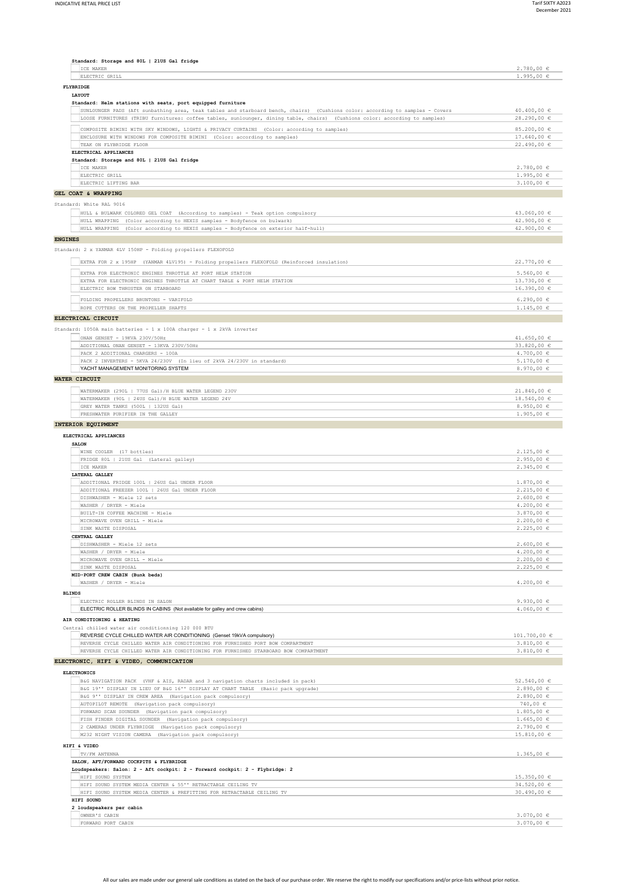**Standard: Storage and 80L | 21US Gal fridge**

| | |
|---|---|
| ICE MAKER | 2.780,00 € |
| ELECTRIC GRILL | 1.995,00 € |

**FLYBRIDGE**

**LAYOUT**

**Standard: Helm stations with seats, port equipped furniture**

| | |
|---|---|
| SUNLOUNGER PADS (Aft sunbathing area, teak tables and starboard bench, chairs) (Cushions color: according to samples - Covers | 40.400,00 € |
| LOOSE FURNITURES (TRIBU furnitures: coffee tables, sunlounger, dining table, chairs) (Cushions color: according to samples) | 28.290,00 € |
| COMPOSITE BIMINI WITH SKY WINDOWS, LIGHTS & PRIVACY CURTAINS (Color: according to samples) | 85.200,00 € |
| ENCLOSURE WITH WINDOWS FOR COMPOSITE BIMINI (Color: according to samples) | 17.640,00 € |
| TEAK ON FLYBRIDGE FLOOR | 22.490,00 € |

**ELECTRICAL APPLIANCES**

**Standard: Storage and 80L | 21US Gal fridge**

| | |
|---|---|
| ICE MAKER | 2.780,00 € |
| ELECTRIC GRILL | 1.995,00 € |
| ELECTRIC LIFTING BAR | 3.100,00 € |

## GEL COAT & WRAPPING

Standard: White RAL 9016

| | |
|---|---|
| HULL & BULWARK COLORED GEL COAT (According to samples) - Teak option compulsory | 43.060,00 € |
| HULL WRAPPING (Color according to HEXIS samples - Bodyfence on bulwark) | 42.900,00 € |
| HULL WRAPPING (Color according to HEXIS samples - Bodyfence on exterior half-hull) | 42.900,00 € |

## ENGINES

Standard: 2 x YANMAR 4LV 150HP - Folding propellers FLEXOFOLD

| | |
|---|---|
| EXTRA FOR 2 x 195HP (YANMAR 4LV195) - Folding propellers FLEXOFOLD (Reinforced insulation) | 22.770,00 € |
| EXTRA FOR ELECTRONIC ENGINES THROTTLE AT PORT HELM STATION | 5.560,00 € |
| EXTRA FOR ELECTRONIC ENGINES THROTTLE AT CHART TABLE & PORT HELM STATION | 13.730,00 € |
| ELECTRIC BOW THRUSTER ON STARBOARD | 16.390,00 € |
| FOLDING PROPELLERS BRUNTONS - VARIFOLD | 6.290,00 € |
| ROPE CUTTERS ON THE PROPELLER SHAFTS | 1.145,00 € |

## ELECTRICAL CIRCUIT

Standard: 1050A main batteries - 1 x 100A charger - 1 x 2kVA inverter

| | |
|---|---|
| ONAN GENSET - 19KVA 230V/50Hz | 41.650,00 € |
| ADDITIONAL ONAN GENSET - 13KVA 230V/50Hz | 33.820,00 € |
| PACK 2 ADDITIONAL CHARGERS - 100A | 4.700,00 € |
| PACK 2 INVERTERS - 5KVA 24/230V (In lieu of 2kVA 24/230V in standard) | 5.170,00 € |
| YACHT MANAGEMENT MONITORING SYSTEM | 8.970,00 € |

## WATER CIRCUIT

| | |
|---|---|
| WATERMAKER (290L \| 77US Gal)/H BLUE WATER LEGEND 230V | 21.840,00 € |
| WATERMAKER (90L \| 24US Gal)/H BLUE WATER LEGEND 24V | 18.540,00 € |
| GREY WATER TANKS (500L \| 132US Gal) | 8.950,00 € |
| FRESHWATER PURIFIER IN THE GALLEY | 1.905,00 € |

## INTERIOR EQUIPMENT

**ELECTRICAL APPLIANCES**

**SALON**

| | |
|---|---|
| WINE COOLER (17 bottles) | 2.125,00 € |
| FRIDGE 80L \| 21US Gal (Lateral galley) | 2.950,00 € |
| ICE MAKER | 2.345,00 € |

**LATERAL GALLEY**

| | |
|---|---|
| ADDITIONAL FRIDGE 100L \| 26US Gal UNDER FLOOR | 1.870,00 € |
| ADDITIONAL FREEZER 100L \| 26US Gal UNDER FLOOR | 2.215,00 € |
| DISHWASHER - Miele 12 sets | 2.600,00 € |
| WASHER / DRYER - Miele | 4.200,00 € |
| BUILT-IN COFFEE MACHINE - Miele | 3.870,00 € |
| MICROWAVE OVEN GRILL - Miele | 2.200,00 € |
| SINK WASTE DISPOSAL | 2.225,00 € |

**CENTRAL GALLEY**

| | |
|---|---|
| DISHWASHER - Miele 12 sets | 2.600,00 € |
| WASHER / DRYER - Miele | 4.200,00 € |
| MICROWAVE OVEN GRILL - Miele | 2.200,00 € |
| SINK WASTE DISPOSAL | 2.225,00 € |

**MID-PORT CREW CABIN (Bunk beds)**

| | |
|---|---|
| WASHER / DRYER - Miele | 4.200,00 € |

**BLINDS**

| | |
|---|---|
| ELECTRIC ROLLER BLINDS IN SALON | 9.930,00 € |
| ELECTRIC ROLLER BLINDS IN CABINS (Not available for galley and crew cabins) | 4.060,00 € |

**AIR CONDITIONING & HEATING**

Central chilled water air conditionning 120 000 BTU

| | |
|---|---|
| REVERSE CYCLE CHILLED WATER AIR CONDITIONING (Genset 19kVA compulsory) | 101.700,00 € |
| REVERSE CYCLE CHILLED WATER AIR CONDITIONING FOR FURNISHED PORT BOW COMPARTMENT | 3.810,00 € |
| REVERSE CYCLE CHILLED WATER AIR CONDITIONING FOR FURNISHED STARBOARD BOW COMPARTMENT | 3.810,00 € |

## ELECTRONIC, HIFI & VIDEO, COMMUNICATION

**ELECTRONICS**

| | |
|---|---|
| B&G NAVIGATION PACK (VHF & AIS, RADAR and 3 navigation charts included in pack) | 52.540,00 € |
| B&G 19'' DISPLAY IN LIEU OF B&G 16'' DISPLAY AT CHART TABLE (Basic pack upgrade) | 2.890,00 € |
| B&G 9'' DISPLAY IN CREW AREA (Navigation pack compulsory) | 2.890,00 € |
| AUTOPILOT REMOTE (Navigation pack compulsory) | 740,00 € |
| FORWARD SCAN SOUNDER (Navigation pack compulsory) | 1.805,00 € |
| FISH FINDER DIGITAL SOUNDER (Navigation pack compulsory) | 1.665,00 € |
| 2 CAMERAS UNDER FLYBRIDGE (Navigation pack compulsory) | 2.790,00 € |
| M232 NIGHT VISION CAMERA (Navigation pack compulsory) | 15.810,00 € |

**HIFI & VIDEO**

| | |
|---|---|
| TV/FM ANTENNA | 1.365,00 € |

**SALON, AFT/FORWARD COCKPITS & FLYBRIDGE**

**Loudspeakers: Salon: 2 - Aft cockpit: 2 - Forward cockpit: 2 - Flybridge: 2**

| | |
|---|---|
| HIFI SOUND SYSTEM | 15.350,00 € |
| HIFI SOUND SYSTEM MEDIA CENTER & 55'' RETRACTABLE CEILING TV | 34.520,00 € |
| HIFI SOUND SYSTEM MEDIA CENTER & PREFITTING FOR RETRACTABLE CEILING TV | 30.490,00 € |

**HIFI SOUND**

**2 loudspeakers per cabin**

| | |
|---|---|
| OWNER'S CABIN | 3.070,00 € |
| FORWARD PORT CABIN | 3.070,00 € |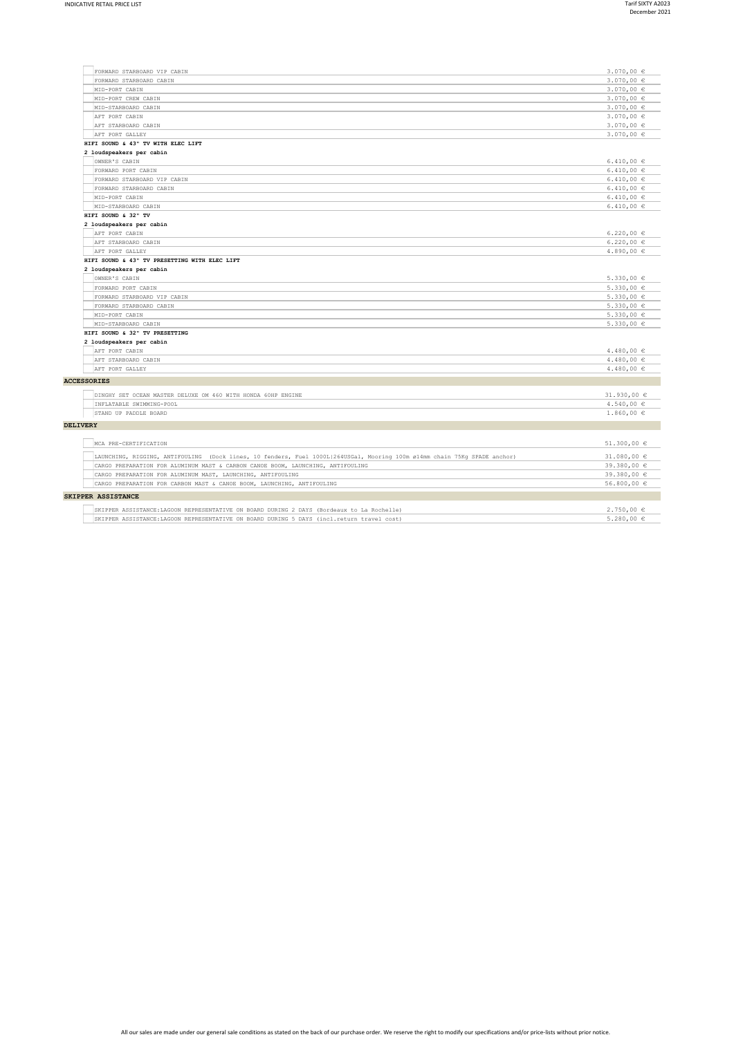| | |
|---|---|
| FORWARD STARBOARD VIP CABIN | 3.070,00 € |
| FORWARD STARBOARD CABIN | 3.070,00 € |
| MID-PORT CABIN | 3.070,00 € |
| MID-PORT CREW CABIN | 3.070,00 € |
| MID-STARBOARD CABIN | 3.070,00 € |
| AFT PORT CABIN | 3.070,00 € |
| AFT STARBOARD CABIN | 3.070,00 € |
| AFT PORT GALLEY | 3.070,00 € |
| **HIFI SOUND & 43" TV WITH ELEC LIFT** | |
| **2 loudspeakers per cabin** | |
| OWNER'S CABIN | 6.410,00 € |
| FORWARD PORT CABIN | 6.410,00 € |
| FORWARD STARBOARD VIP CABIN | 6.410,00 € |
| FORWARD STARBOARD CABIN | 6.410,00 € |
| MID-PORT CABIN | 6.410,00 € |
| MID-STARBOARD CABIN | 6.410,00 € |
| **HIFI SOUND & 32" TV** | |
| **2 loudspeakers per cabin** | |
| AFT PORT CABIN | 6.220,00 € |
| AFT STARBOARD CABIN | 6.220,00 € |
| AFT PORT GALLEY | 4.890,00 € |
| **HIFI SOUND & 43" TV PRESETTING WITH ELEC LIFT** | |
| **2 loudspeakers per cabin** | |
| OWNER'S CABIN | 5.330,00 € |
| FORWARD PORT CABIN | 5.330,00 € |
| FORWARD STARBOARD VIP CABIN | 5.330,00 € |
| FORWARD STARBOARD CABIN | 5.330,00 € |
| MID-PORT CABIN | 5.330,00 € |
| MID-STARBOARD CABIN | 5.330,00 € |
| **HIFI SOUND & 32" TV PRESETTING** | |
| **2 loudspeakers per cabin** | |
| AFT PORT CABIN | 4.480,00 € |
| AFT STARBOARD CABIN | 4.480,00 € |
| AFT PORT GALLEY | 4.480,00 € |

## ACCESSORIES

| | |
|---|---|
| DINGHY SET OCEAN MASTER DELUXE OM 460 WITH HONDA 60HP ENGINE | 31.930,00 € |
| INFLATABLE SWIMMING-POOL | 4.540,00 € |
| STAND UP PADDLE BOARD | 1.860,00 € |

## DELIVERY

| | |
|---|---|
| MCA PRE-CERTIFICATION | 51.300,00 € |
| LAUNCHING, RIGGING, ANTIFOULING (Dock lines, 10 fenders, Fuel 1000L(264USGal, Mooring 100m ø14mm chain 75Kg SPADE anchor) | 31.080,00 € |
| CARGO PREPARATION FOR ALUMINUM MAST & CARBON CANOE BOOM, LAUNCHING, ANTIFOULING | 39.380,00 € |
| CARGO PREPARATION FOR ALUMINUM MAST, LAUNCHING, ANTIFOULING | 39.380,00 € |
| CARGO PREPARATION FOR CARBON MAST & CANOE BOOM, LAUNCHING, ANTIFOULING | 56.800,00 € |

## SKIPPER ASSISTANCE

| | |
|---|---|
| SKIPPER ASSISTANCE:LAGOON REPRESENTATIVE ON BOARD DURING 2 DAYS (Bordeaux to La Rochelle) | 2.750,00 € |
| SKIPPER ASSISTANCE:LAGOON REPRESENTATIVE ON BOARD DURING 5 DAYS (incl.return travel cost) | 5.280,00 € |

All our sales are made under our general sale conditions as stated on the back of our purchase order. We reserve the right to modify our specifications and/or price-lists without prior notice.